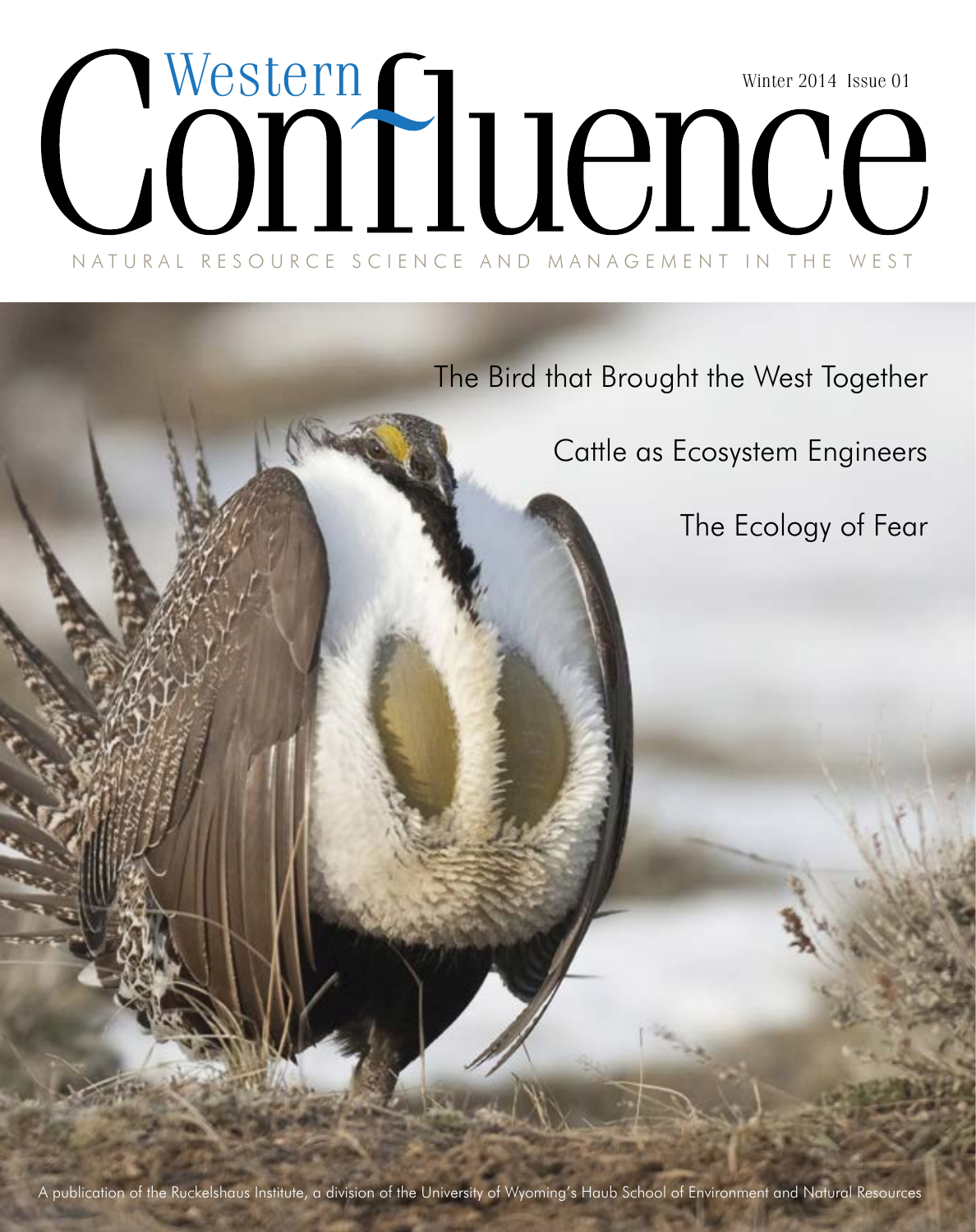# Western Confluence

Winter 2014 Issue 01

NATURAL RESOURCE SCIENCE AND MANAGEMENT IN THE WEST

The Bird that Brought the West Together

Cattle as Ecosystem Engineers

The Ecology of Fear

A publication of the Ruckelshaus Institute, a division of the University of Wyoming's Haub School of Environment and Natural Resources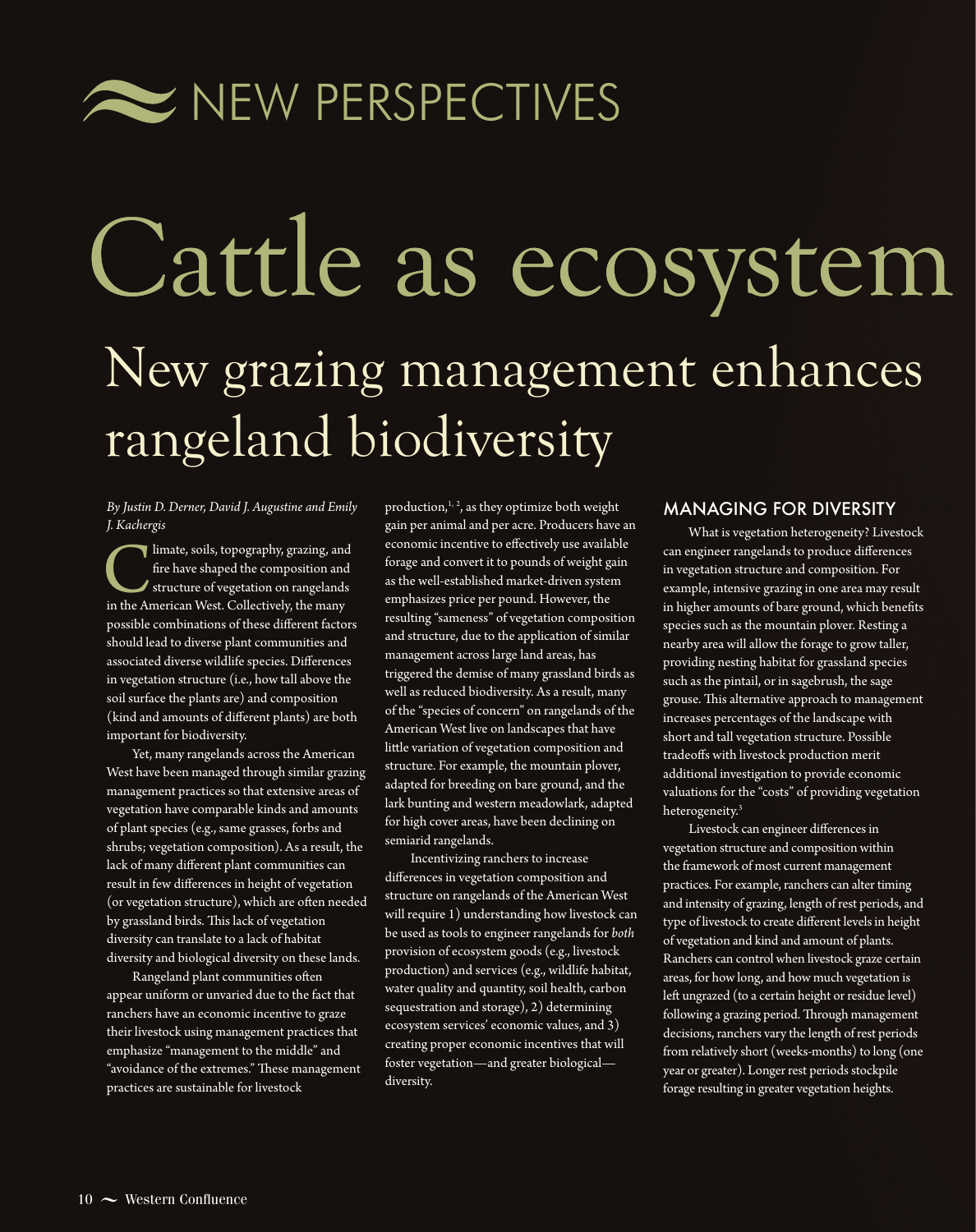NEW PERSPECTIVES

# Cattle as ecosystem

## New grazing management enhances rangeland biodiversity

*By Justin D. Derner, David J. Augustine and Emily J. Kachergis*

Climate, soils, topography, grazing, and fire have shaped the composition and structure of vegetation on rangelands in the American West. Collectively, the many possible combinations of these different factors should lead to diverse plant communities and associated diverse wildlife species. Differences in vegetation structure (i.e., how tall above the soil surface the plants are) and composition (kind and amounts of different plants) are both important for biodiversity.

Yet, many rangelands across the American West have been managed through similar grazing management practices so that extensive areas of vegetation have comparable kinds and amounts of plant species (e.g., same grasses, forbs and shrubs; vegetation composition). As a result, the lack of many different plant communities can result in few differences in height of vegetation (or vegetation structure), which are often needed by grassland birds. This lack of vegetation diversity can translate to a lack of habitat diversity and biological diversity on these lands.

Rangeland plant communities often appear uniform or unvaried due to the fact that ranchers have an economic incentive to graze their livestock using management practices that emphasize "management to the middle" and "avoidance of the extremes." These management practices are sustainable for livestock production,[1, 2], as they optimize both weight gain per animal and per acre. Producers have an economic incentive to effectively use available forage and convert it to pounds of weight gain as the well-established market-driven system emphasizes price per pound. However, the resulting "sameness" of vegetation composition and structure, due to the application of similar management across large land areas, has triggered the demise of many grassland birds as well as reduced biodiversity. As a result, many of the "species of concern" on rangelands of the American West live on landscapes that have little variation of vegetation composition and structure. For example, the mountain plover, adapted for breeding on bare ground, and the lark bunting and western meadowlark, adapted for high cover areas, have been declining on semiarid rangelands.

Incentivizing ranchers to increase differences in vegetation composition and structure on rangelands of the American West will require 1) understanding how livestock can be used as tools to engineer rangelands for *both* provision of ecosystem goods (e.g., livestock production) and services (e.g., wildlife habitat, water quality and quantity, soil health, carbon sequestration and storage), 2) determining ecosystem services' economic values, and 3) creating proper economic incentives that will foster vegetation—and greater biological—diversity.

### MANAGING FOR DIVERSITY

What is vegetation heterogeneity? Livestock can engineer rangelands to produce differences in vegetation structure and composition. For example, intensive grazing in one area may result in higher amounts of bare ground, which benefits species such as the mountain plover. Resting a nearby area will allow the forage to grow taller, providing nesting habitat for grassland species such as the pintail, or in sagebrush, the sage grouse. This alternative approach to management increases percentages of the landscape with short and tall vegetation structure. Possible tradeoffs with livestock production merit additional investigation to provide economic valuations for the "costs" of providing vegetation heterogeneity.[3]

Livestock can engineer differences in vegetation structure and composition within the framework of most current management practices. For example, ranchers can alter timing and intensity of grazing, length of rest periods, and type of livestock to create different levels in height of vegetation and kind and amount of plants. Ranchers can control when livestock graze certain areas, for how long, and how much vegetation is left ungrazed (to a certain height or residue level) following a grazing period. Through management decisions, ranchers vary the length of rest periods from relatively short (weeks-months) to long (one year or greater). Longer rest periods stockpile forage resulting in greater vegetation heights.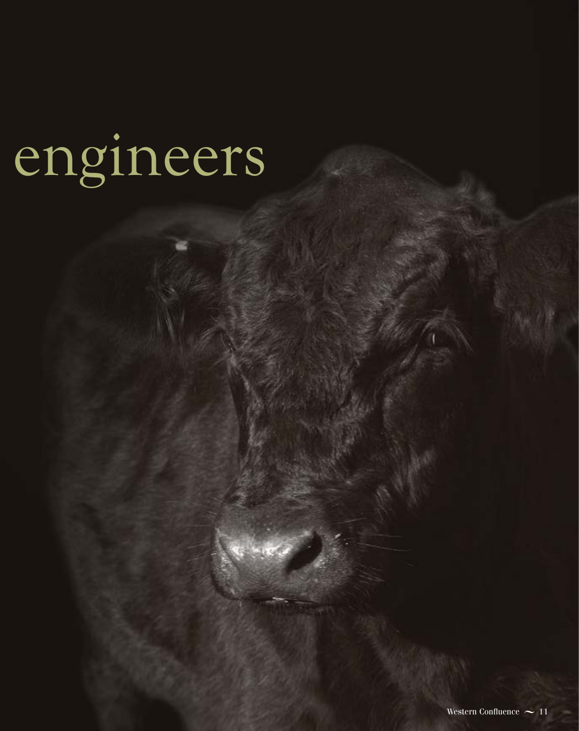# engineers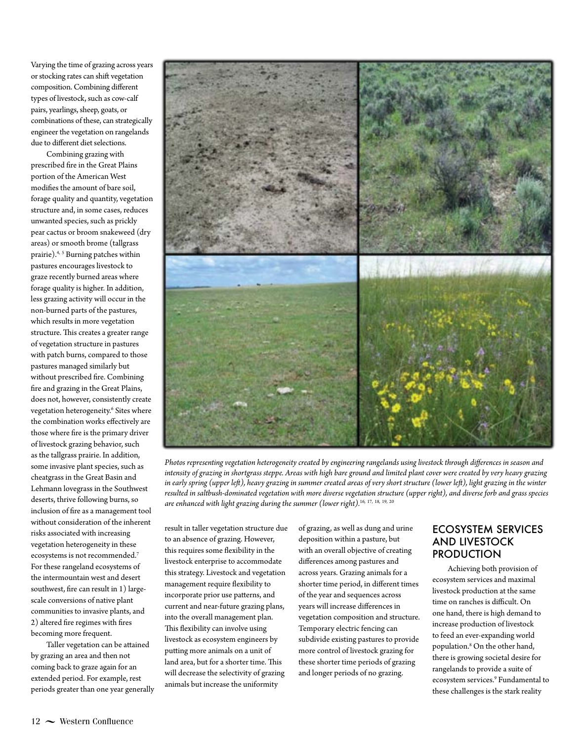Varying the time of grazing across years or stocking rates can shift vegetation composition. Combining different types of livestock, such as cow-calf pairs, yearlings, sheep, goats, or combinations of these, can strategically engineer the vegetation on rangelands due to different diet selections.

Combining grazing with prescribed fire in the Great Plains portion of the American West modifies the amount of bare soil, forage quality and quantity, vegetation structure and, in some cases, reduces unwanted species, such as prickly pear cactus or broom snakeweed (dry areas) or smooth brome (tallgrass prairie).[4, 5] Burning patches within pastures encourages livestock to graze recently burned areas where forage quality is higher. In addition, less grazing activity will occur in the non-burned parts of the pastures, which results in more vegetation structure. This creates a greater range of vegetation structure in pastures with patch burns, compared to those pastures managed similarly but without prescribed fire. Combining fire and grazing in the Great Plains, does not, however, consistently create vegetation heterogeneity.[6] Sites where the combination works effectively are those where fire is the primary driver of livestock grazing behavior, such as the tallgrass prairie. In addition, some invasive plant species, such as cheatgrass in the Great Basin and Lehmann lovegrass in the Southwest deserts, thrive following burns, so inclusion of fire as a management tool without consideration of the inherent risks associated with increasing vegetation heterogeneity in these ecosystems is not recommended.[7] For these rangeland ecosystems of the intermountain west and desert southwest, fire can result in 1) large-scale conversions of native plant communities to invasive plants, and 2) altered fire regimes with fires becoming more frequent.

Taller vegetation can be attained by grazing an area and then not coming back to graze again for an extended period. For example, rest periods greater than one year generally result in taller vegetation structure due to an absence of grazing. However, this requires some flexibility in the livestock enterprise to accommodate this strategy. Livestock and vegetation management require flexibility to incorporate prior use patterns, and current and near-future grazing plans, into the overall management plan. This flexibility can involve using livestock as ecosystem engineers by putting more animals on a unit of land area, but for a shorter time. This will decrease the selectivity of grazing animals but increase the uniformity of grazing, as well as dung and urine deposition within a pasture, but with an overall objective of creating differences among pastures and across years. Grazing animals for a shorter time period, in different times of the year and sequences across years will increase differences in vegetation composition and structure. Temporary electric fencing can subdivide existing pastures to provide more control of livestock grazing for these shorter time periods of grazing and longer periods of no grazing.

*Photos representing vegetation heterogeneity created by engineering rangelands using livestock through differences in season and intensity of grazing in shortgrass steppe. Areas with high bare ground and limited plant cover were created by very heavy grazing in early spring (upper left), heavy grazing in summer created areas of very short structure (lower left), light grazing in the winter resulted in saltbush-dominated vegetation with more diverse vegetation structure (upper right), and diverse forb and grass species are enhanced with light grazing during the summer (lower right).*[16, 17, 18, 19, 20]

## ECOSYSTEM SERVICES AND LIVESTOCK PRODUCTION

Achieving both provision of ecosystem services and maximal livestock production at the same time on ranches is difficult. On one hand, there is high demand to increase production of livestock to feed an ever-expanding world population.[8] On the other hand, there is growing societal desire for rangelands to provide a suite of ecosystem services.[9] Fundamental to these challenges is the stark reality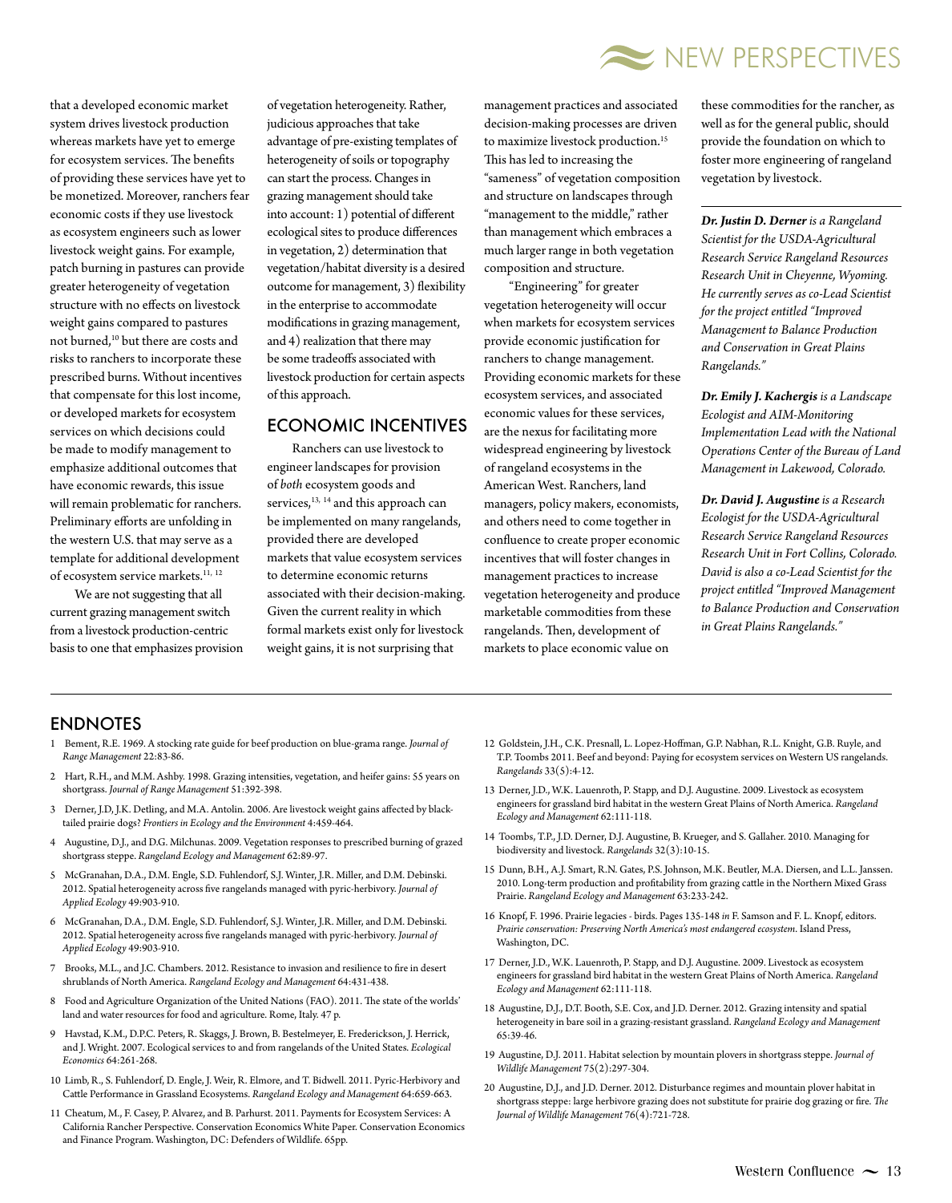that a developed economic market system drives livestock production whereas markets have yet to emerge for ecosystem services. The benefits of providing these services have yet to be monetized. Moreover, ranchers fear economic costs if they use livestock as ecosystem engineers such as lower livestock weight gains. For example, patch burning in pastures can provide greater heterogeneity of vegetation structure with no effects on livestock weight gains compared to pastures not burned,[10] but there are costs and risks to ranchers to incorporate these prescribed burns. Without incentives that compensate for this lost income, or developed markets for ecosystem services on which decisions could be made to modify management to emphasize additional outcomes that have economic rewards, this issue will remain problematic for ranchers. Preliminary efforts are unfolding in the western U.S. that may serve as a template for additional development of ecosystem service markets.[11, 12]

We are not suggesting that all current grazing management switch from a livestock production-centric basis to one that emphasizes provision of vegetation heterogeneity. Rather, judicious approaches that take advantage of pre-existing templates of heterogeneity of soils or topography can start the process. Changes in grazing management should take into account: 1) potential of different ecological sites to produce differences in vegetation, 2) determination that vegetation/habitat diversity is a desired outcome for management, 3) flexibility in the enterprise to accommodate modifications in grazing management, and 4) realization that there may be some tradeoffs associated with livestock production for certain aspects of this approach.

## ECONOMIC INCENTIVES

Ranchers can use livestock to engineer landscapes for provision of *both* ecosystem goods and services,[13, 14] and this approach can be implemented on many rangelands, provided there are developed markets that value ecosystem services to determine economic returns associated with their decision-making. Given the current reality in which formal markets exist only for livestock weight gains, it is not surprising that management practices and associated decision-making processes are driven to maximize livestock production.[15] This has led to increasing the "sameness" of vegetation composition and structure on landscapes through "management to the middle," rather than management which embraces a much larger range in both vegetation composition and structure.

"Engineering" for greater vegetation heterogeneity will occur when markets for ecosystem services provide economic justification for ranchers to change management. Providing economic markets for these ecosystem services, and associated economic values for these services, are the nexus for facilitating more widespread engineering by livestock of rangeland ecosystems in the American West. Ranchers, land managers, policy makers, economists, and others need to come together in confluence to create proper economic incentives that will foster changes in management practices to increase vegetation heterogeneity and produce marketable commodities from these rangelands. Then, development of markets to place economic value on these commodities for the rancher, as well as for the general public, should provide the foundation on which to foster more engineering of rangeland vegetation by livestock.

***Dr. Justin D. Derner*** *is a Rangeland Scientist for the USDA-Agricultural Research Service Rangeland Resources Research Unit in Cheyenne, Wyoming. He currently serves as co-Lead Scientist for the project entitled "Improved Management to Balance Production and Conservation in Great Plains Rangelands."*

***Dr. Emily J. Kachergis*** *is a Landscape Ecologist and AIM-Monitoring Implementation Lead with the National Operations Center of the Bureau of Land Management in Lakewood, Colorado.*

***Dr. David J. Augustine*** *is a Research Ecologist for the USDA-Agricultural Research Service Rangeland Resources Research Unit in Fort Collins, Colorado. David is also a co-Lead Scientist for the project entitled "Improved Management to Balance Production and Conservation in Great Plains Rangelands."*

## ENDNOTES

1 Bement, R.E. 1969. A stocking rate guide for beef production on blue-grama range. *Journal of Range Management* 22:83-86.

2 Hart, R.H., and M.M. Ashby. 1998. Grazing intensities, vegetation, and heifer gains: 55 years on shortgrass. *Journal of Range Management* 51:392-398.

3 Derner, J.D, J.K. Detling, and M.A. Antolin. 2006. Are livestock weight gains affected by black-tailed prairie dogs? *Frontiers in Ecology and the Environment* 4:459-464.

4 Augustine, D.J., and D.G. Milchunas. 2009. Vegetation responses to prescribed burning of grazed shortgrass steppe. *Rangeland Ecology and Management* 62:89-97.

5 McGranahan, D.A., D.M. Engle, S.D. Fuhlendorf, S.J. Winter, J.R. Miller, and D.M. Debinski. 2012. Spatial heterogeneity across five rangelands managed with pyric-herbivory. *Journal of Applied Ecology* 49:903-910.

6 McGranahan, D.A., D.M. Engle, S.D. Fuhlendorf, S.J. Winter, J.R. Miller, and D.M. Debinski. 2012. Spatial heterogeneity across five rangelands managed with pyric-herbivory. *Journal of Applied Ecology* 49:903-910.

7 Brooks, M.L., and J.C. Chambers. 2012. Resistance to invasion and resilience to fire in desert shrublands of North America. *Rangeland Ecology and Management* 64:431-438.

8 Food and Agriculture Organization of the United Nations (FAO). 2011. The state of the worlds' land and water resources for food and agriculture. Rome, Italy. 47 p.

9 Havstad, K.M., D.P.C. Peters, R. Skaggs, J. Brown, B. Bestelmeyer, E. Frederickson, J. Herrick, and J. Wright. 2007. Ecological services to and from rangelands of the United States. *Ecological Economics* 64:261-268.

10 Limb, R., S. Fuhlendorf, D. Engle, J. Weir, R. Elmore, and T. Bidwell. 2011. Pyric-Herbivory and Cattle Performance in Grassland Ecosystems. *Rangeland Ecology and Management* 64:659-663.

11 Cheatum, M., F. Casey, P. Alvarez, and B. Parhurst. 2011. Payments for Ecosystem Services: A California Rancher Perspective. Conservation Economics White Paper. Conservation Economics and Finance Program. Washington, DC: Defenders of Wildlife. 65pp.

12 Goldstein, J.H., C.K. Presnall, L. Lopez-Hoffman, G.P. Nabhan, R.L. Knight, G.B. Ruyle, and T.P. Toombs 2011. Beef and beyond: Paying for ecosystem services on Western US rangelands. *Rangelands* 33(5):4-12.

13 Derner, J.D., W.K. Lauenroth, P. Stapp, and D.J. Augustine. 2009. Livestock as ecosystem engineers for grassland bird habitat in the western Great Plains of North America. *Rangeland Ecology and Management* 62:111-118.

14 Toombs, T.P., J.D. Derner, D.J. Augustine, B. Krueger, and S. Gallaher. 2010. Managing for biodiversity and livestock. *Rangelands* 32(3):10-15.

15 Dunn, B.H., A.J. Smart, R.N. Gates, P.S. Johnson, M.K. Beutler, M.A. Diersen, and L.L. Janssen. 2010. Long-term production and profitability from grazing cattle in the Northern Mixed Grass Prairie. *Rangeland Ecology and Management* 63:233-242.

16 Knopf, F. 1996. Prairie legacies - birds. Pages 135-148 *in* F. Samson and F. L. Knopf, editors. *Prairie conservation: Preserving North America's most endangered ecosystem*. Island Press, Washington, DC.

17 Derner, J.D., W.K. Lauenroth, P. Stapp, and D.J. Augustine. 2009. Livestock as ecosystem engineers for grassland bird habitat in the western Great Plains of North America. *Rangeland Ecology and Management* 62:111-118.

18 Augustine, D.J., D.T. Booth, S.E. Cox, and J.D. Derner. 2012. Grazing intensity and spatial heterogeneity in bare soil in a grazing-resistant grassland. *Rangeland Ecology and Management* 65:39-46.

19 Augustine, D.J. 2011. Habitat selection by mountain plovers in shortgrass steppe. *Journal of Wildlife Management* 75(2):297-304.

20 Augustine, D.J., and J.D. Derner. 2012. Disturbance regimes and mountain plover habitat in shortgrass steppe: large herbivore grazing does not substitute for prairie dog grazing or fire. *The Journal of Wildlife Management* 76(4):721-728.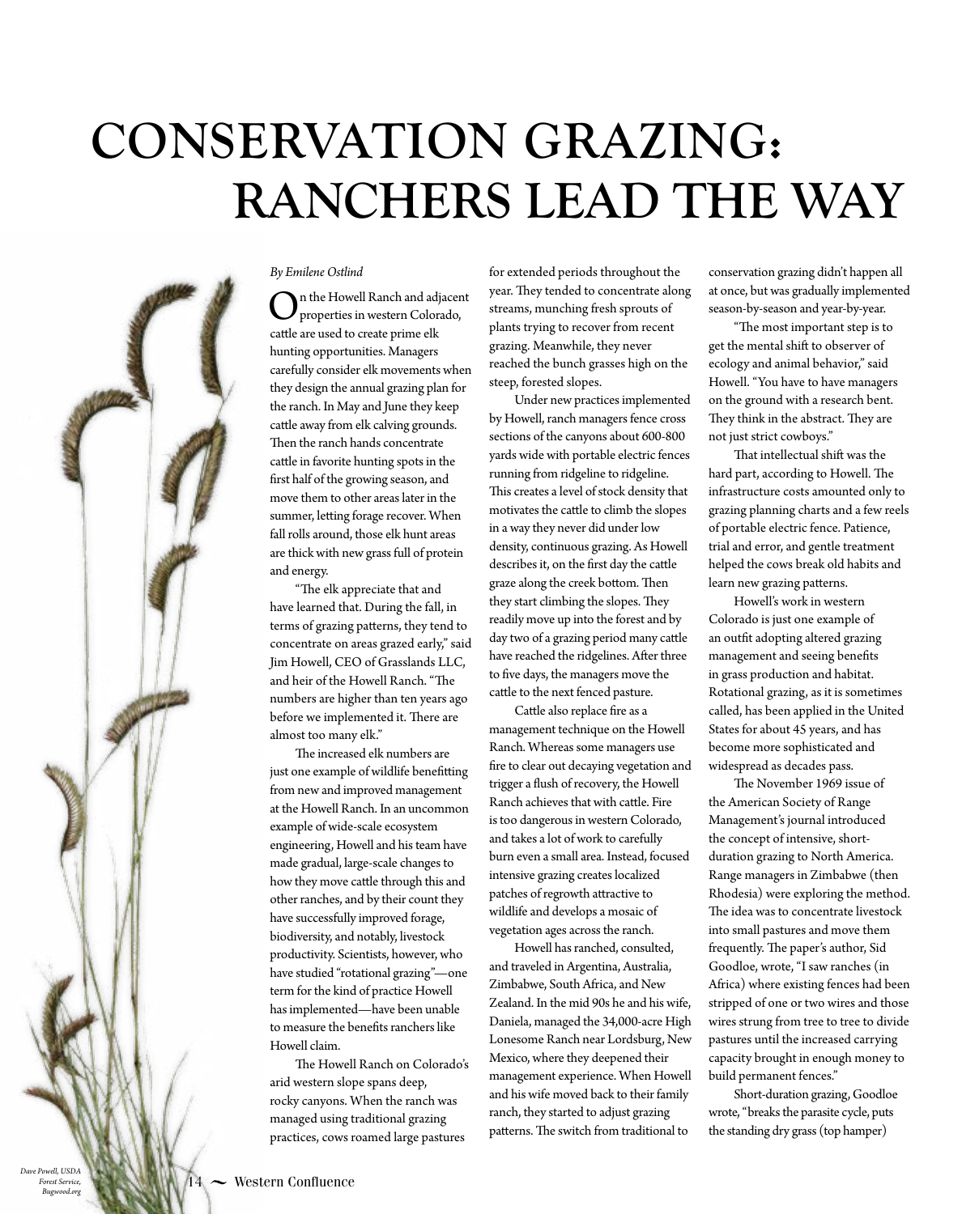# CONSERVATION GRAZING: RANCHERS LEAD THE WAY

*By Emilene Ostlind*

On the Howell Ranch and adjacent properties in western Colorado, cattle are used to create prime elk hunting opportunities. Managers carefully consider elk movements when they design the annual grazing plan for the ranch. In May and June they keep cattle away from elk calving grounds. Then the ranch hands concentrate cattle in favorite hunting spots in the first half of the growing season, and move them to other areas later in the summer, letting forage recover. When fall rolls around, those elk hunt areas are thick with new grass full of protein and energy.

"The elk appreciate that and have learned that. During the fall, in terms of grazing patterns, they tend to concentrate on areas grazed early," said Jim Howell, CEO of Grasslands LLC, and heir of the Howell Ranch. "The numbers are higher than ten years ago before we implemented it. There are almost too many elk."

The increased elk numbers are just one example of wildlife benefitting from new and improved management at the Howell Ranch. In an uncommon example of wide-scale ecosystem engineering, Howell and his team have made gradual, large-scale changes to how they move cattle through this and other ranches, and by their count they have successfully improved forage, biodiversity, and notably, livestock productivity. Scientists, however, who have studied "rotational grazing"—one term for the kind of practice Howell has implemented—have been unable to measure the benefits ranchers like Howell claim.

The Howell Ranch on Colorado's arid western slope spans deep, rocky canyons. When the ranch was managed using traditional grazing practices, cows roamed large pastures for extended periods throughout the year. They tended to concentrate along streams, munching fresh sprouts of plants trying to recover from recent grazing. Meanwhile, they never reached the bunch grasses high on the steep, forested slopes.

Under new practices implemented by Howell, ranch managers fence cross sections of the canyons about 600-800 yards wide with portable electric fences running from ridgeline to ridgeline. This creates a level of stock density that motivates the cattle to climb the slopes in a way they never did under low density, continuous grazing. As Howell describes it, on the first day the cattle graze along the creek bottom. Then they start climbing the slopes. They readily move up into the forest and by day two of a grazing period many cattle have reached the ridgelines. After three to five days, the managers move the cattle to the next fenced pasture.

Cattle also replace fire as a management technique on the Howell Ranch. Whereas some managers use fire to clear out decaying vegetation and trigger a flush of recovery, the Howell Ranch achieves that with cattle. Fire is too dangerous in western Colorado, and takes a lot of work to carefully burn even a small area. Instead, focused intensive grazing creates localized patches of regrowth attractive to wildlife and develops a mosaic of vegetation ages across the ranch.

Howell has ranched, consulted, and traveled in Argentina, Australia, Zimbabwe, South Africa, and New Zealand. In the mid 90s he and his wife, Daniela, managed the 34,000-acre High Lonesome Ranch near Lordsburg, New Mexico, where they deepened their management experience. When Howell and his wife moved back to their family ranch, they started to adjust grazing patterns. The switch from traditional to conservation grazing didn't happen all at once, but was gradually implemented season-by-season and year-by-year.

"The most important step is to get the mental shift to observer of ecology and animal behavior," said Howell. "You have to have managers on the ground with a research bent. They think in the abstract. They are not just strict cowboys."

That intellectual shift was the hard part, according to Howell. The infrastructure costs amounted only to grazing planning charts and a few reels of portable electric fence. Patience, trial and error, and gentle treatment helped the cows break old habits and learn new grazing patterns.

Howell's work in western Colorado is just one example of an outfit adopting altered grazing management and seeing benefits in grass production and habitat. Rotational grazing, as it is sometimes called, has been applied in the United States for about 45 years, and has become more sophisticated and widespread as decades pass.

The November 1969 issue of the American Society of Range Management's journal introduced the concept of intensive, short-duration grazing to North America. Range managers in Zimbabwe (then Rhodesia) were exploring the method. The idea was to concentrate livestock into small pastures and move them frequently. The paper's author, Sid Goodloe, wrote, "I saw ranches (in Africa) where existing fences had been stripped of one or two wires and those wires strung from tree to tree to divide pastures until the increased carrying capacity brought in enough money to build permanent fences."

Short-duration grazing, Goodloe wrote, "breaks the parasite cycle, puts the standing dry grass (top hamper)

*Dave Powell, USDA Forest Service, Bugwood.org*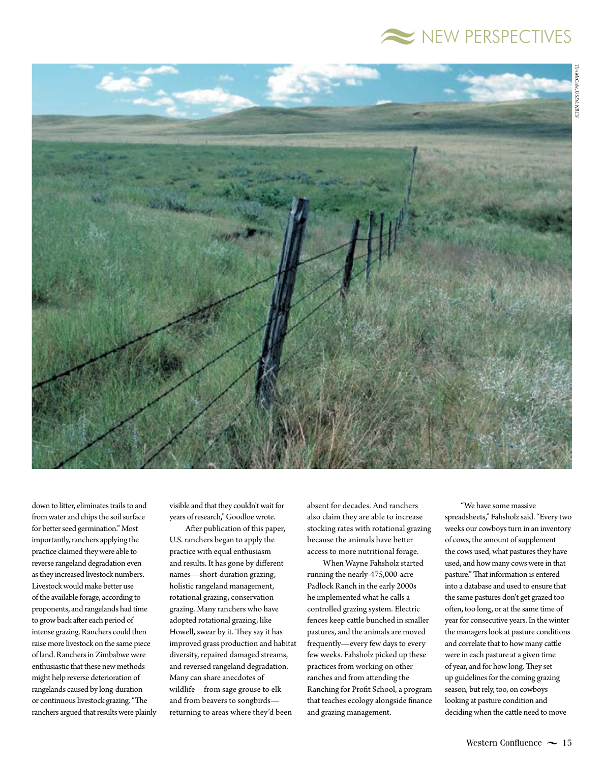down to litter, eliminates trails to and from water and chips the soil surface for better seed germination." Most importantly, ranchers applying the practice claimed they were able to reverse rangeland degradation even as they increased livestock numbers. Livestock would make better use of the available forage, according to proponents, and rangelands had time to grow back after each period of intense grazing. Ranchers could then raise more livestock on the same piece of land. Ranchers in Zimbabwe were enthusiastic that these new methods might help reverse deterioration of rangelands caused by long-duration or continuous livestock grazing. "The ranchers argued that results were plainly visible and that they couldn't wait for years of research," Goodloe wrote.

After publication of this paper, U.S. ranchers began to apply the practice with equal enthusiasm and results. It has gone by different names—short-duration grazing, holistic rangeland management, rotational grazing, conservation grazing. Many ranchers who have adopted rotational grazing, like Howell, swear by it. They say it has improved grass production and habitat diversity, repaired damaged streams, and reversed rangeland degradation. Many can share anecdotes of wildlife—from sage grouse to elk and from beavers to songbirds—returning to areas where they'd been absent for decades. And ranchers also claim they are able to increase stocking rates with rotational grazing because the animals have better access to more nutritional forage.

When Wayne Fahsholz started running the nearly-475,000-acre Padlock Ranch in the early 2000s he implemented what he calls a controlled grazing system. Electric fences keep cattle bunched in smaller pastures, and the animals are moved frequently—every few days to every few weeks. Fahsholz picked up these practices from working on other ranches and from attending the Ranching for Profit School, a program that teaches ecology alongside finance and grazing management.

"We have some massive spreadsheets," Fahsholz said. "Every two weeks our cowboys turn in an inventory of cows, the amount of supplement the cows used, what pastures they have used, and how many cows were in that pasture." That information is entered into a database and used to ensure that the same pastures don't get grazed too often, too long, or at the same time of year for consecutive years. In the winter the managers look at pasture conditions and correlate that to how many cattle were in each pasture at a given time of year, and for how long. They set up guidelines for the coming grazing season, but rely, too, on cowboys looking at pasture condition and deciding when the cattle need to move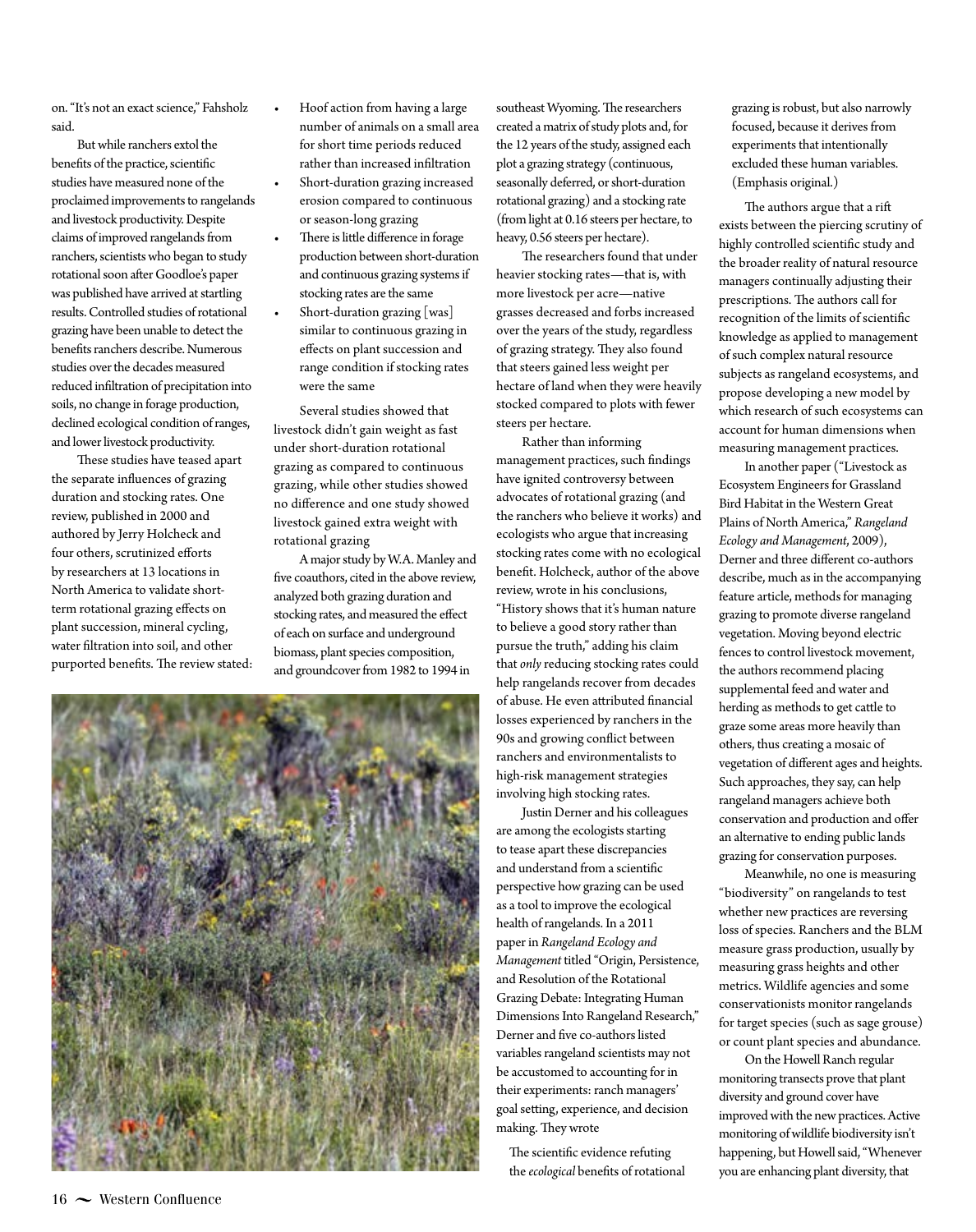on. "It's not an exact science," Fahsholz said.

But while ranchers extol the benefits of the practice, scientific studies have measured none of the proclaimed improvements to rangelands and livestock productivity. Despite claims of improved rangelands from ranchers, scientists who began to study rotational soon after Goodloe's paper was published have arrived at startling results. Controlled studies of rotational grazing have been unable to detect the benefits ranchers describe. Numerous studies over the decades measured reduced infiltration of precipitation into soils, no change in forage production, declined ecological condition of ranges, and lower livestock productivity.

These studies have teased apart the separate influences of grazing duration and stocking rates. One review, published in 2000 and authored by Jerry Holcheck and four others, scrutinized efforts by researchers at 13 locations in North America to validate short-term rotational grazing effects on plant succession, mineral cycling, water filtration into soil, and other purported benefits. The review stated:

- Hoof action from having a large number of animals on a small area for short time periods reduced rather than increased infiltration
- Short-duration grazing increased erosion compared to continuous or season-long grazing
- There is little difference in forage production between short-duration and continuous grazing systems if stocking rates are the same
- Short-duration grazing [was] similar to continuous grazing in effects on plant succession and range condition if stocking rates were the same

Several studies showed that livestock didn't gain weight as fast under short-duration rotational grazing as compared to continuous grazing, while other studies showed no difference and one study showed livestock gained extra weight with rotational grazing

A major study by W.A. Manley and five coauthors, cited in the above review, analyzed both grazing duration and stocking rates, and measured the effect of each on surface and underground biomass, plant species composition, and groundcover from 1982 to 1994 in southeast Wyoming. The researchers created a matrix of study plots and, for the 12 years of the study, assigned each plot a grazing strategy (continuous, seasonally deferred, or short-duration rotational grazing) and a stocking rate (from light at 0.16 steers per hectare, to heavy, 0.56 steers per hectare).

The researchers found that under heavier stocking rates—that is, with more livestock per acre—native grasses decreased and forbs increased over the years of the study, regardless of grazing strategy. They also found that steers gained less weight per hectare of land when they were heavily stocked compared to plots with fewer steers per hectare.

Rather than informing management practices, such findings have ignited controversy between advocates of rotational grazing (and the ranchers who believe it works) and ecologists who argue that increasing stocking rates come with no ecological benefit. Holcheck, author of the above review, wrote in his conclusions, "History shows that it's human nature to believe a good story rather than pursue the truth," adding his claim that *only* reducing stocking rates could help rangelands recover from decades of abuse. He even attributed financial losses experienced by ranchers in the 90s and growing conflict between ranchers and environmentalists to high-risk management strategies involving high stocking rates.

Justin Derner and his colleagues are among the ecologists starting to tease apart these discrepancies and understand from a scientific perspective how grazing can be used as a tool to improve the ecological health of rangelands. In a 2011 paper in *Rangeland Ecology and Management* titled "Origin, Persistence, and Resolution of the Rotational Grazing Debate: Integrating Human Dimensions Into Rangeland Research," Derner and five co-authors listed variables rangeland scientists may not be accustomed to accounting for in their experiments: ranch managers' goal setting, experience, and decision making. They wrote

> The scientific evidence refuting the *ecological* benefits of rotational grazing is robust, but also narrowly focused, because it derives from experiments that intentionally excluded these human variables. (Emphasis original.)

The authors argue that a rift exists between the piercing scrutiny of highly controlled scientific study and the broader reality of natural resource managers continually adjusting their prescriptions. The authors call for recognition of the limits of scientific knowledge as applied to management of such complex natural resource subjects as rangeland ecosystems, and propose developing a new model by which research of such ecosystems can account for human dimensions when measuring management practices.

In another paper ("Livestock as Ecosystem Engineers for Grassland Bird Habitat in the Western Great Plains of North America," *Rangeland Ecology and Management*, 2009), Derner and three different co-authors describe, much as in the accompanying feature article, methods for managing grazing to promote diverse rangeland vegetation. Moving beyond electric fences to control livestock movement, the authors recommend placing supplemental feed and water and herding as methods to get cattle to graze some areas more heavily than others, thus creating a mosaic of vegetation of different ages and heights. Such approaches, they say, can help rangeland managers achieve both conservation and production and offer an alternative to ending public lands grazing for conservation purposes.

Meanwhile, no one is measuring "biodiversity" on rangelands to test whether new practices are reversing loss of species. Ranchers and the BLM measure grass production, usually by measuring grass heights and other metrics. Wildlife agencies and some conservationists monitor rangelands for target species (such as sage grouse) or count plant species and abundance.

On the Howell Ranch regular monitoring transects prove that plant diversity and ground cover have improved with the new practices. Active monitoring of wildlife biodiversity isn't happening, but Howell said, "Whenever you are enhancing plant diversity, that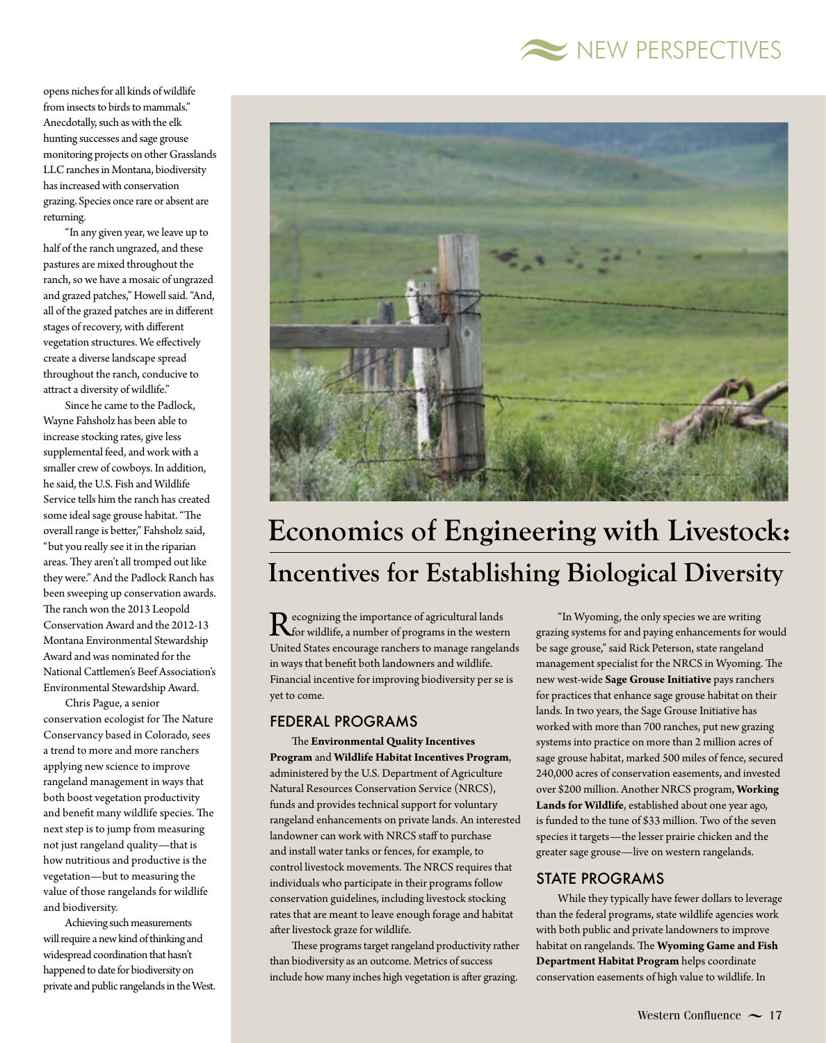opens niches for all kinds of wildlife from insects to birds to mammals." Anecdotally, such as with the elk hunting successes and sage grouse monitoring projects on other Grasslands LLC ranches in Montana, biodiversity has increased with conservation grazing. Species once rare or absent are returning.

"In any given year, we leave up to half of the ranch ungrazed, and these pastures are mixed throughout the ranch, so we have a mosaic of ungrazed and grazed patches," Howell said. "And, all of the grazed patches are in different stages of recovery, with different vegetation structures. We effectively create a diverse landscape spread throughout the ranch, conducive to attract a diversity of wildlife."

Since he came to the Padlock, Wayne Fahsholz has been able to increase stocking rates, give less supplemental feed, and work with a smaller crew of cowboys. In addition, he said, the U.S. Fish and Wildlife Service tells him the ranch has created some ideal sage grouse habitat. "The overall range is better," Fahsholz said, "but you really see it in the riparian areas. They aren't all tromped out like they were." And the Padlock Ranch has been sweeping up conservation awards. The ranch won the 2013 Leopold Conservation Award and the 2012-13 Montana Environmental Stewardship Award and was nominated for the National Cattlemen's Beef Association's Environmental Stewardship Award.

Chris Pague, a senior conservation ecologist for The Nature Conservancy based in Colorado, sees a trend to more and more ranchers applying new science to improve rangeland management in ways that both boost vegetation productivity and benefit many wildlife species. The next step is to jump from measuring not just rangeland quality—that is how nutritious and productive is the vegetation—but to measuring the value of those rangelands for wildlife and biodiversity.

Achieving such measurements will require a new kind of thinking and widespread coordination that hasn't happened to date for biodiversity on private and public rangelands in the West.

# Economics of Engineering with Livestock: Incentives for Establishing Biological Diversity

Recognizing the importance of agricultural lands for wildlife, a number of programs in the western United States encourage ranchers to manage rangelands in ways that benefit both landowners and wildlife. Financial incentive for improving biodiversity per se is yet to come.

## FEDERAL PROGRAMS

The **Environmental Quality Incentives Program** and **Wildlife Habitat Incentives Program**, administered by the U.S. Department of Agriculture Natural Resources Conservation Service (NRCS), funds and provides technical support for voluntary rangeland enhancements on private lands. An interested landowner can work with NRCS staff to purchase and install water tanks or fences, for example, to control livestock movements. The NRCS requires that individuals who participate in their programs follow conservation guidelines, including livestock stocking rates that are meant to leave enough forage and habitat after livestock graze for wildlife.

These programs target rangeland productivity rather than biodiversity as an outcome. Metrics of success include how many inches high vegetation is after grazing.

"In Wyoming, the only species we are writing grazing systems for and paying enhancements for would be sage grouse," said Rick Peterson, state rangeland management specialist for the NRCS in Wyoming. The new west-wide **Sage Grouse Initiative** pays ranchers for practices that enhance sage grouse habitat on their lands. In two years, the Sage Grouse Initiative has worked with more than 700 ranches, put new grazing systems into practice on more than 2 million acres of sage grouse habitat, marked 500 miles of fence, secured 240,000 acres of conservation easements, and invested over $200 million. Another NRCS program, **Working Lands for Wildlife**, established about one year ago, is funded to the tune of $33 million. Two of the seven species it targets—the lesser prairie chicken and the greater sage grouse—live on western rangelands.

## STATE PROGRAMS

While they typically have fewer dollars to leverage than the federal programs, state wildlife agencies work with both public and private landowners to improve habitat on rangelands. The **Wyoming Game and Fish Department Habitat Program** helps coordinate conservation easements of high value to wildlife. In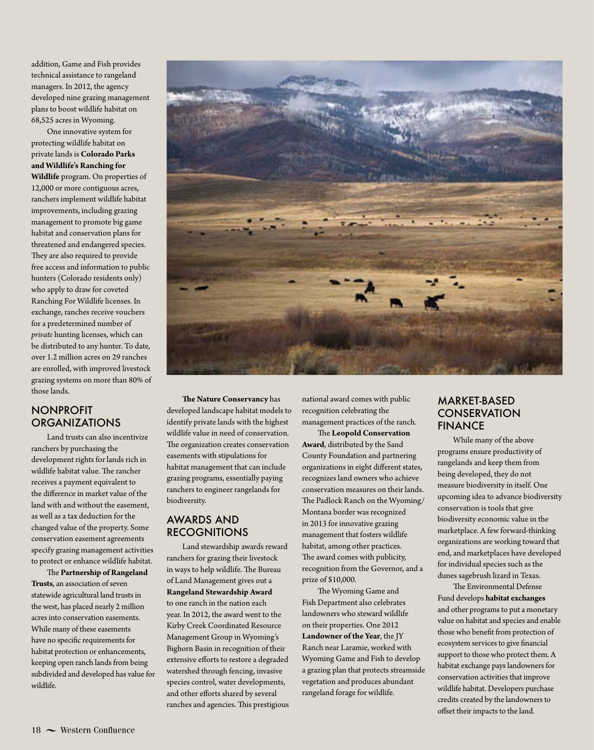addition, Game and Fish provides technical assistance to rangeland managers. In 2012, the agency developed nine grazing management plans to boost wildlife habitat on 68,525 acres in Wyoming.

One innovative system for protecting wildlife habitat on private lands is **Colorado Parks and Wildlife's Ranching for Wildlife** program. On properties of 12,000 or more contiguous acres, ranchers implement wildlife habitat improvements, including grazing management to promote big game habitat and conservation plans for threatened and endangered species. They are also required to provide free access and information to public hunters (Colorado residents only) who apply to draw for coveted Ranching For Wildlife licenses. In exchange, ranches receive vouchers for a predetermined number of *private* hunting licenses, which can be distributed to any hunter. To date, over 1.2 million acres on 29 ranches are enrolled, with improved livestock grazing systems on more than 80% of those lands.

## NONPROFIT ORGANIZATIONS

Land trusts can also incentivize ranchers by purchasing the development rights for lands rich in wildlife habitat value. The rancher receives a payment equivalent to the difference in market value of the land with and without the easement, as well as a tax deduction for the changed value of the property. Some conservation easement agreements specify grazing management activities to protect or enhance wildlife habitat.

The **Partnership of Rangeland Trusts**, an association of seven statewide agricultural land trusts in the west, has placed nearly 2 million acres into conservation easements. While many of these easements have no specific requirements for habitat protection or enhancements, keeping open ranch lands from being subdivided and developed has value for wildlife.

**The Nature Conservancy** has developed landscape habitat models to identify private lands with the highest wildlife value in need of conservation. The organization creates conservation easements with stipulations for habitat management that can include grazing programs, essentially paying ranchers to engineer rangelands for biodiversity.

## AWARDS AND RECOGNITIONS

Land stewardship awards reward ranchers for grazing their livestock in ways to help wildlife. The Bureau of Land Management gives out a **Rangeland Stewardship Award** to one ranch in the nation each year. In 2012, the award went to the Kirby Creek Coordinated Resource Management Group in Wyoming's Bighorn Basin in recognition of their extensive efforts to restore a degraded watershed through fencing, invasive species control, water developments, and other efforts shared by several ranches and agencies. This prestigious national award comes with public recognition celebrating the management practices of the ranch.

The **Leopold Conservation Award**, distributed by the Sand County Foundation and partnering organizations in eight different states, recognizes land owners who achieve conservation measures on their lands. The Padlock Ranch on the Wyoming/Montana border was recognized in 2013 for innovative grazing management that fosters wildlife habitat, among other practices. The award comes with publicity, recognition from the Governor, and a prize of $10,000.

The Wyoming Game and Fish Department also celebrates landowners who steward wildlife on their properties. One 2012 **Landowner of the Year**, the JY Ranch near Laramie, worked with Wyoming Game and Fish to develop a grazing plan that protects streamside vegetation and produces abundant rangeland forage for wildlife.

## MARKET-BASED CONSERVATION FINANCE

While many of the above programs ensure productivity of rangelands and keep them from being developed, they do not measure biodiversity in itself. One upcoming idea to advance biodiversity conservation is tools that give biodiversity economic value in the marketplace. A few forward-thinking organizations are working toward that end, and marketplaces have developed for individual species such as the dunes sagebrush lizard in Texas.

The Environmental Defense Fund develops **habitat exchanges** and other programs to put a monetary value on habitat and species and enable those who benefit from protection of ecosystem services to give financial support to those who protect them. A habitat exchange pays landowners for conservation activities that improve wildlife habitat. Developers purchase credits created by the landowners to offset their impacts to the land.